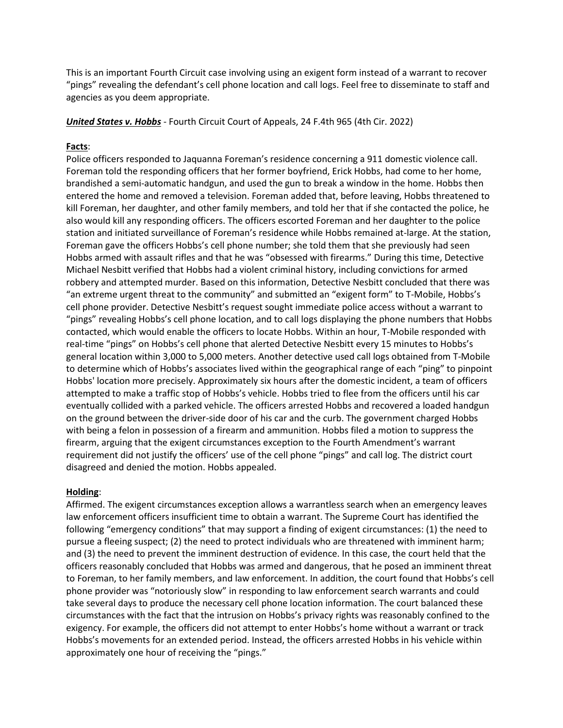This is an important Fourth Circuit case involving using an exigent form instead of a warrant to recover "pings" revealing the defendant's cell phone location and call logs. Feel free to disseminate to staff and agencies as you deem appropriate.

***United States v. Hobbs*** - Fourth Circuit Court of Appeals, 24 F.4th 965 (4th Cir. 2022)

**Facts**:

Police officers responded to Jaquanna Foreman's residence concerning a 911 domestic violence call. Foreman told the responding officers that her former boyfriend, Erick Hobbs, had come to her home, brandished a semi-automatic handgun, and used the gun to break a window in the home. Hobbs then entered the home and removed a television. Foreman added that, before leaving, Hobbs threatened to kill Foreman, her daughter, and other family members, and told her that if she contacted the police, he also would kill any responding officers. The officers escorted Foreman and her daughter to the police station and initiated surveillance of Foreman's residence while Hobbs remained at-large. At the station, Foreman gave the officers Hobbs's cell phone number; she told them that she previously had seen Hobbs armed with assault rifles and that he was "obsessed with firearms." During this time, Detective Michael Nesbitt verified that Hobbs had a violent criminal history, including convictions for armed robbery and attempted murder. Based on this information, Detective Nesbitt concluded that there was "an extreme urgent threat to the community" and submitted an "exigent form" to T-Mobile, Hobbs's cell phone provider. Detective Nesbitt's request sought immediate police access without a warrant to "pings" revealing Hobbs's cell phone location, and to call logs displaying the phone numbers that Hobbs contacted, which would enable the officers to locate Hobbs. Within an hour, T-Mobile responded with real-time "pings" on Hobbs's cell phone that alerted Detective Nesbitt every 15 minutes to Hobbs's general location within 3,000 to 5,000 meters. Another detective used call logs obtained from T-Mobile to determine which of Hobbs's associates lived within the geographical range of each "ping" to pinpoint Hobbs' location more precisely. Approximately six hours after the domestic incident, a team of officers attempted to make a traffic stop of Hobbs's vehicle. Hobbs tried to flee from the officers until his car eventually collided with a parked vehicle. The officers arrested Hobbs and recovered a loaded handgun on the ground between the driver-side door of his car and the curb. The government charged Hobbs with being a felon in possession of a firearm and ammunition. Hobbs filed a motion to suppress the firearm, arguing that the exigent circumstances exception to the Fourth Amendment's warrant requirement did not justify the officers' use of the cell phone "pings" and call log. The district court disagreed and denied the motion. Hobbs appealed.

**Holding**:

Affirmed. The exigent circumstances exception allows a warrantless search when an emergency leaves law enforcement officers insufficient time to obtain a warrant. The Supreme Court has identified the following "emergency conditions" that may support a finding of exigent circumstances: (1) the need to pursue a fleeing suspect; (2) the need to protect individuals who are threatened with imminent harm; and (3) the need to prevent the imminent destruction of evidence. In this case, the court held that the officers reasonably concluded that Hobbs was armed and dangerous, that he posed an imminent threat to Foreman, to her family members, and law enforcement. In addition, the court found that Hobbs's cell phone provider was "notoriously slow" in responding to law enforcement search warrants and could take several days to produce the necessary cell phone location information. The court balanced these circumstances with the fact that the intrusion on Hobbs's privacy rights was reasonably confined to the exigency. For example, the officers did not attempt to enter Hobbs's home without a warrant or track Hobbs's movements for an extended period. Instead, the officers arrested Hobbs in his vehicle within approximately one hour of receiving the "pings."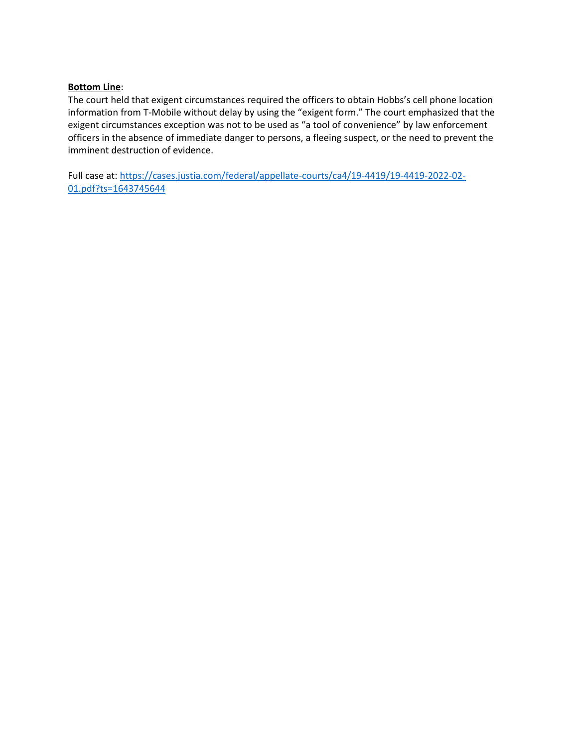**Bottom Line**:

The court held that exigent circumstances required the officers to obtain Hobbs's cell phone location information from T-Mobile without delay by using the "exigent form." The court emphasized that the exigent circumstances exception was not to be used as "a tool of convenience" by law enforcement officers in the absence of immediate danger to persons, a fleeing suspect, or the need to prevent the imminent destruction of evidence.

Full case at: [https://cases.justia.com/federal/appellate-courts/ca4/19-4419/19-4419-2022-02-01.pdf?ts=1643745644](https://cases.justia.com/federal/appellate-courts/ca4/19-4419/19-4419-2022-02-01.pdf?ts=1643745644)